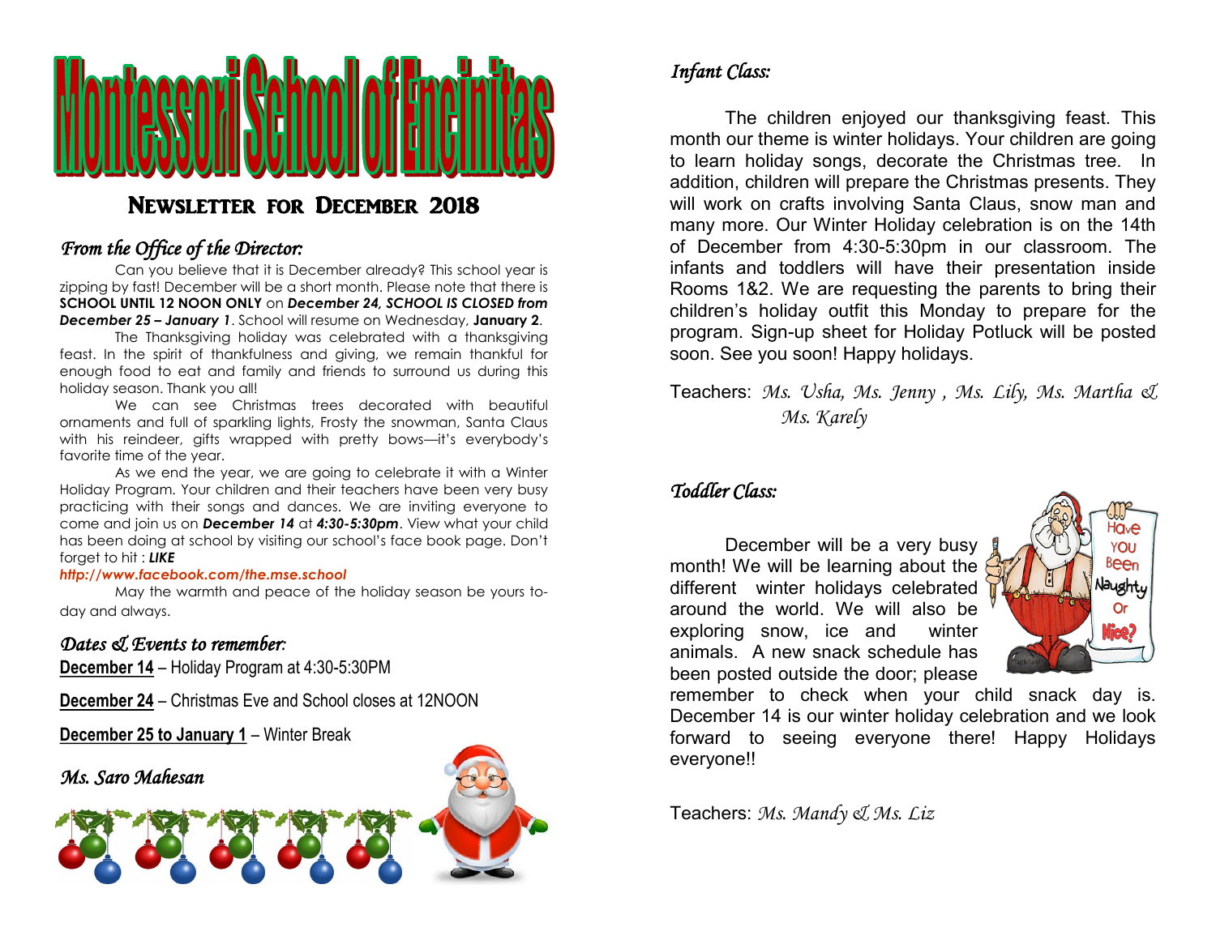# Montessori School of Encinitas

## Newsletter for December 2018

### *From the Office of the Director:*

Can you believe that it is December already? This school year is zipping by fast! December will be a short month. Please note that there is **SCHOOL UNTIL 12 NOON ONLY** on ***December 24, SCHOOL IS CLOSED from December 25 – January 1***. School will resume on Wednesday, **January 2**.

The Thanksgiving holiday was celebrated with a thanksgiving feast. In the spirit of thankfulness and giving, we remain thankful for enough food to eat and family and friends to surround us during this holiday season. Thank you all!

We can see Christmas trees decorated with beautiful ornaments and full of sparkling lights, Frosty the snowman, Santa Claus with his reindeer, gifts wrapped with pretty bows—it's everybody's favorite time of the year.

As we end the year, we are going to celebrate it with a Winter Holiday Program. Your children and their teachers have been very busy practicing with their songs and dances. We are inviting everyone to come and join us on ***December 14*** at ***4:30-5:30pm***. View what your child has been doing at school by visiting our school's face book page. Don't forget to hit : ***LIKE***

***http://www.facebook.com/the.mse.school***

May the warmth and peace of the holiday season be yours today and always.

### *Dates & Events to remember:*

**December 14** – Holiday Program at 4:30-5:30PM

**December 24** – Christmas Eve and School closes at 12NOON

**December 25 to January 1** – Winter Break

*Ms. Saro Mahesan*

### *Infant Class:*

The children enjoyed our thanksgiving feast. This month our theme is winter holidays. Your children are going to learn holiday songs, decorate the Christmas tree. In addition, children will prepare the Christmas presents. They will work on crafts involving Santa Claus, snow man and many more. Our Winter Holiday celebration is on the 14th of December from 4:30-5:30pm in our classroom. The infants and toddlers will have their presentation inside Rooms 1&2. We are requesting the parents to bring their children's holiday outfit this Monday to prepare for the program. Sign-up sheet for Holiday Potluck will be posted soon. See you soon! Happy holidays.

Teachers: *Ms. Usha, Ms. Jenny , Ms. Lily, Ms. Martha & Ms. Karely*

### *Toddler Class:*

December will be a very busy month! We will be learning about the different winter holidays celebrated around the world. We will also be exploring snow, ice and winter animals. A new snack schedule has been posted outside the door; please remember to check when your child snack day is. December 14 is our winter holiday celebration and we look forward to seeing everyone there! Happy Holidays everyone!!

Teachers: *Ms. Mandy & Ms. Liz*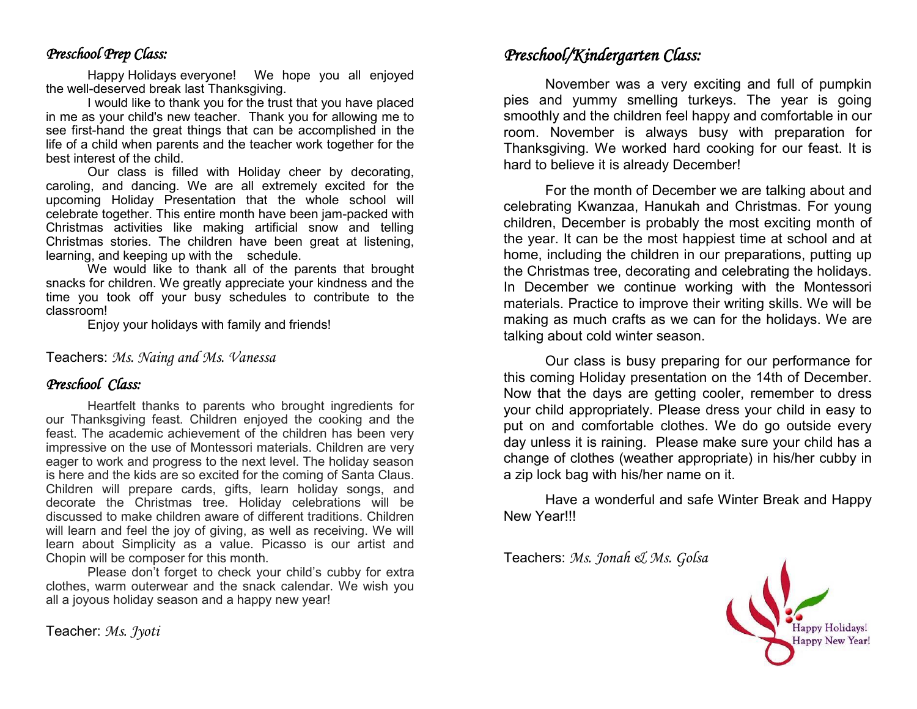## *Preschool Prep Class:*

Happy Holidays everyone! We hope you all enjoyed the well-deserved break last Thanksgiving.

I would like to thank you for the trust that you have placed in me as your child's new teacher. Thank you for allowing me to see first-hand the great things that can be accomplished in the life of a child when parents and the teacher work together for the best interest of the child.

Our class is filled with Holiday cheer by decorating, caroling, and dancing. We are all extremely excited for the upcoming Holiday Presentation that the whole school will celebrate together. This entire month have been jam-packed with Christmas activities like making artificial snow and telling Christmas stories. The children have been great at listening, learning, and keeping up with the schedule.

We would like to thank all of the parents that brought snacks for children. We greatly appreciate your kindness and the time you took off your busy schedules to contribute to the classroom!

Enjoy your holidays with family and friends!

Teachers: *Ms. Naing and Ms. Vanessa*

## *Preschool Class:*

Heartfelt thanks to parents who brought ingredients for our Thanksgiving feast. Children enjoyed the cooking and the feast. The academic achievement of the children has been very impressive on the use of Montessori materials. Children are very eager to work and progress to the next level. The holiday season is here and the kids are so excited for the coming of Santa Claus. Children will prepare cards, gifts, learn holiday songs, and decorate the Christmas tree. Holiday celebrations will be discussed to make children aware of different traditions. Children will learn and feel the joy of giving, as well as receiving. We will learn about Simplicity as a value. Picasso is our artist and Chopin will be composer for this month.

Please don't forget to check your child's cubby for extra clothes, warm outerwear and the snack calendar. We wish you all a joyous holiday season and a happy new year!

Teacher: *Ms. Jyoti*

## *Preschool/Kindergarten Class:*

November was a very exciting and full of pumpkin pies and yummy smelling turkeys. The year is going smoothly and the children feel happy and comfortable in our room. November is always busy with preparation for Thanksgiving. We worked hard cooking for our feast. It is hard to believe it is already December!

For the month of December we are talking about and celebrating Kwanzaa, Hanukah and Christmas. For young children, December is probably the most exciting month of the year. It can be the most happiest time at school and at home, including the children in our preparations, putting up the Christmas tree, decorating and celebrating the holidays. In December we continue working with the Montessori materials. Practice to improve their writing skills. We will be making as much crafts as we can for the holidays. We are talking about cold winter season.

Our class is busy preparing for our performance for this coming Holiday presentation on the 14th of December. Now that the days are getting cooler, remember to dress your child appropriately. Please dress your child in easy to put on and comfortable clothes. We do go outside every day unless it is raining. Please make sure your child has a change of clothes (weather appropriate) in his/her cubby in a zip lock bag with his/her name on it.

Have a wonderful and safe Winter Break and Happy New Year!!!

Teachers: *Ms. Jonah & Ms. Golsa*

Happy Holidays!
Happy New Year!